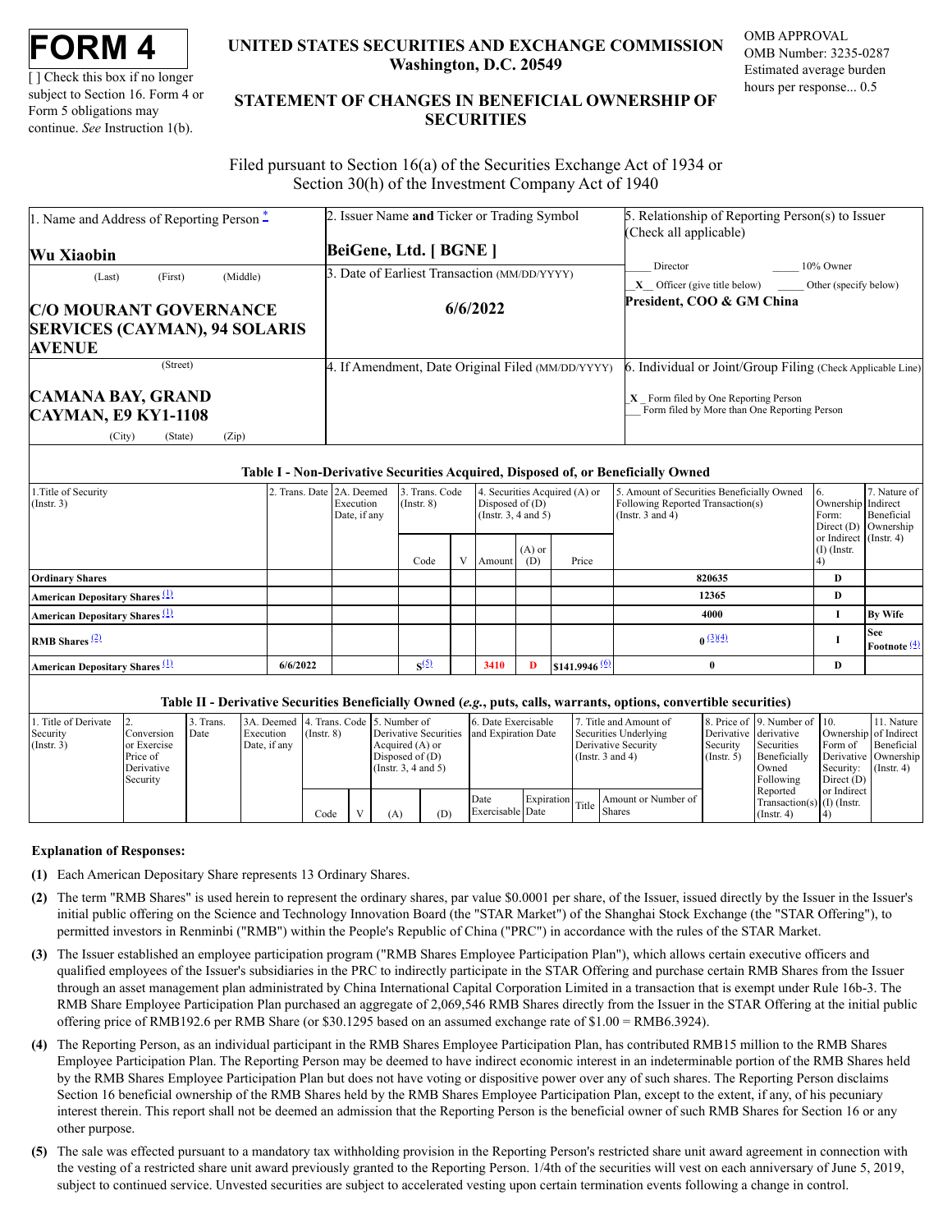# FORM 4

[ ] Check this box if no longer subject to Section 16. Form 4 or Form 5 obligations may continue. *See* Instruction 1(b).

**UNITED STATES SECURITIES AND EXCHANGE COMMISSION**
**Washington, D.C. 20549**

OMB APPROVAL
OMB Number: 3235-0287
Estimated average burden hours per response... 0.5

## STATEMENT OF CHANGES IN BENEFICIAL OWNERSHIP OF SECURITIES

Filed pursuant to Section 16(a) of the Securities Exchange Act of 1934 or Section 30(h) of the Investment Company Act of 1940

| 1. Name and Address of Reporting Person * | 2. Issuer Name **and** Ticker or Trading Symbol | 5. Relationship of Reporting Person(s) to Issuer (Check all applicable) |
|---|---|---|
| **Wu Xiaobin** | **BeiGene, Ltd. [ BGNE ]** | ____ Director _____ 10% Owner |
| (Last) (First) (Middle) | 3. Date of Earliest Transaction (MM/DD/YYYY) | \_X\_ Officer (give title below) _____ Other (specify below) |
| **C/O MOURANT GOVERNANCE SERVICES (CAYMAN), 94 SOLARIS AVENUE** (Street) | **6/6/2022** | **President, COO & GM China** |
| **CAMANA BAY, GRAND CAYMAN, E9 KY1-1108** (City) (State) (Zip) | 4. If Amendment, Date Original Filed (MM/DD/YYYY) | 6. Individual or Joint/Group Filing (Check Applicable Line) \_X\_ Form filed by One Reporting Person ___ Form filed by More than One Reporting Person |

### Table I - Non-Derivative Securities Acquired, Disposed of, or Beneficially Owned

| 1.Title of Security (Instr. 3) | 2. Trans. Date | 2A. Deemed Execution Date, if any | 3. Trans. Code (Instr. 8) | | 4. Securities Acquired (A) or Disposed of (D) (Instr. 3, 4 and 5) | | | 5. Amount of Securities Beneficially Owned Following Reported Transaction(s) (Instr. 3 and 4) | 6. Ownership Form: Direct (D) or Indirect (I) (Instr. 4) | 7. Nature of Indirect Beneficial Ownership (Instr. 4) |
|---|---|---|---|---|---|---|---|---|---|---|
| | | | Code | V | Amount | (A) or (D) | Price | | | |
| **Ordinary Shares** | | | | | | | | 820635 | D | |
| **American Depositary Shares** (1) | | | | | | | | 12365 | D | |
| **American Depositary Shares** (1) | | | | | | | | 4000 | I | By Wife |
| **RMB Shares** (2) | | | | | | | | 0 (3)(4) | I | See Footnote (4) |
| **American Depositary Shares** (1) | 6/6/2022 | | S(5) | | 3410 | D | $141.9946 (6) | 0 | D | |

### Table II - Derivative Securities Beneficially Owned (*e.g.*, puts, calls, warrants, options, convertible securities)

| 1. Title of Derivate Security (Instr. 3) | 2. Conversion or Exercise Price of Derivative Security | 3. Trans. Date | 3A. Deemed Execution Date, if any | 4. Trans. Code (Instr. 8) | | 5. Number of Derivative Securities Acquired (A) or Disposed of (D) (Instr. 3, 4 and 5) | | 6. Date Exercisable and Expiration Date | | 7. Title and Amount of Securities Underlying Derivative Security (Instr. 3 and 4) | | 8. Price of Derivative Security (Instr. 5) | 9. Number of derivative Securities Beneficially Owned Following Reported Transaction(s) (Instr. 4) | 10. Ownership Form of Derivative Security: Direct (D) or Indirect (I) (Instr. 4) | 11. Nature of Indirect Beneficial Ownership (Instr. 4) |
|---|---|---|---|---|---|---|---|---|---|---|---|---|---|---|---|
| | | | | Code | V | (A) | (D) | Date Exercisable | Expiration Date | Title | Amount or Number of Shares | | | | |

**Explanation of Responses:**

**(1)** Each American Depositary Share represents 13 Ordinary Shares.

**(2)** The term "RMB Shares" is used herein to represent the ordinary shares, par value $0.0001 per share, of the Issuer, issued directly by the Issuer in the Issuer's initial public offering on the Science and Technology Innovation Board (the "STAR Market") of the Shanghai Stock Exchange (the "STAR Offering"), to permitted investors in Renminbi ("RMB") within the People's Republic of China ("PRC") in accordance with the rules of the STAR Market.

**(3)** The Issuer established an employee participation program ("RMB Shares Employee Participation Plan"), which allows certain executive officers and qualified employees of the Issuer's subsidiaries in the PRC to indirectly participate in the STAR Offering and purchase certain RMB Shares from the Issuer through an asset management plan administrated by China International Capital Corporation Limited in a transaction that is exempt under Rule 16b-3. The RMB Share Employee Participation Plan purchased an aggregate of 2,069,546 RMB Shares directly from the Issuer in the STAR Offering at the initial public offering price of RMB192.6 per RMB Share (or $30.1295 based on an assumed exchange rate of $1.00 = RMB6.3924).

**(4)** The Reporting Person, as an individual participant in the RMB Shares Employee Participation Plan, has contributed RMB15 million to the RMB Shares Employee Participation Plan. The Reporting Person may be deemed to have indirect economic interest in an indeterminable portion of the RMB Shares held by the RMB Shares Employee Participation Plan but does not have voting or dispositive power over any of such shares. The Reporting Person disclaims Section 16 beneficial ownership of the RMB Shares held by the RMB Shares Employee Participation Plan, except to the extent, if any, of his pecuniary interest therein. This report shall not be deemed an admission that the Reporting Person is the beneficial owner of such RMB Shares for Section 16 or any other purpose.

**(5)** The sale was effected pursuant to a mandatory tax withholding provision in the Reporting Person's restricted share unit award agreement in connection with the vesting of a restricted share unit award previously granted to the Reporting Person. 1/4th of the securities will vest on each anniversary of June 5, 2019, subject to continued service. Unvested securities are subject to accelerated vesting upon certain termination events following a change in control.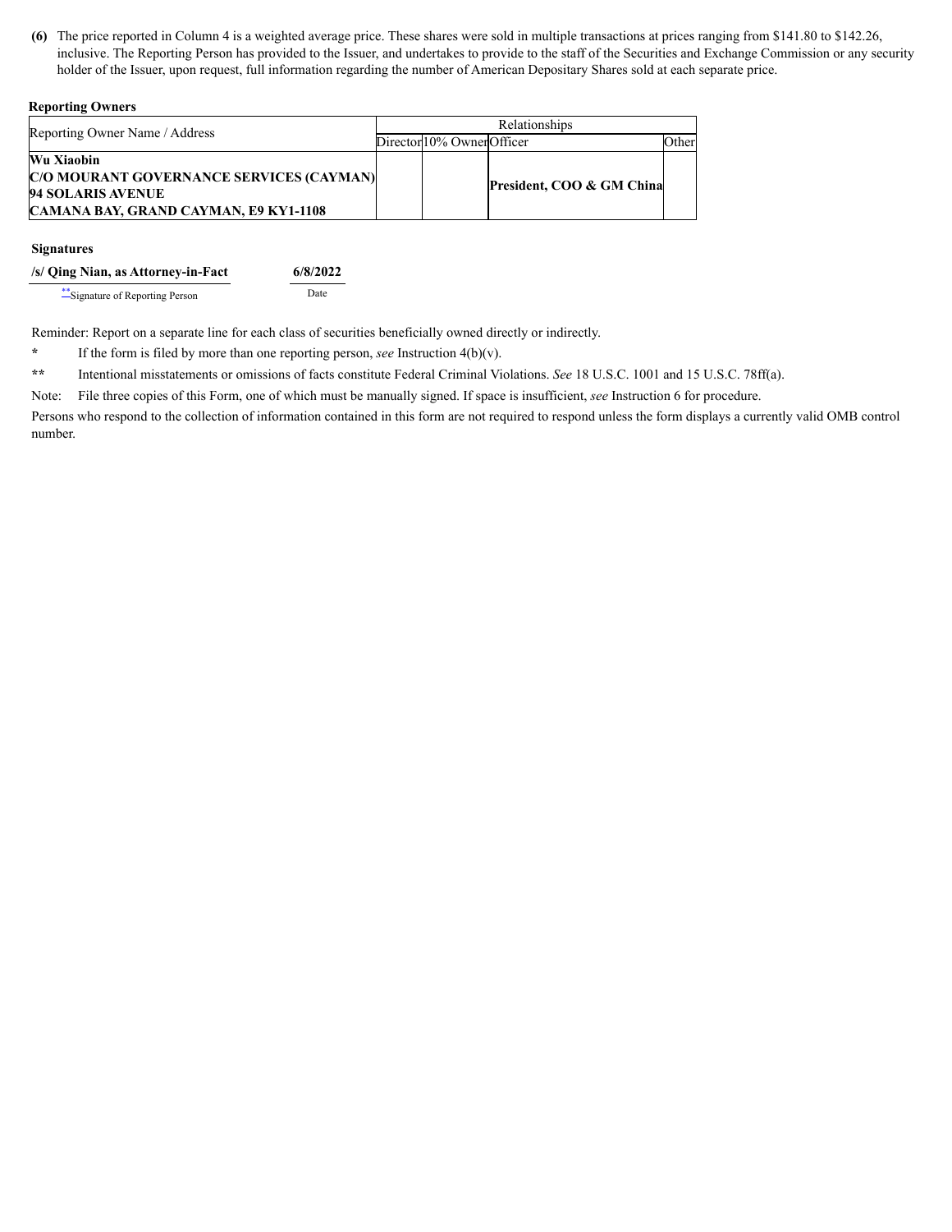**(6)** The price reported in Column 4 is a weighted average price. These shares were sold in multiple transactions at prices ranging from $141.80 to $142.26, inclusive. The Reporting Person has provided to the Issuer, and undertakes to provide to the staff of the Securities and Exchange Commission or any security holder of the Issuer, upon request, full information regarding the number of American Depositary Shares sold at each separate price.

**Reporting Owners**

| Reporting Owner Name / Address | Relationships | | | |
|---|---|---|---|---|
| | Director | 10% Owner | Officer | Other |
| **Wu Xiaobin**<br>**C/O MOURANT GOVERNANCE SERVICES (CAYMAN)**<br>**94 SOLARIS AVENUE**<br>**CAMANA BAY, GRAND CAYMAN, E9 KY1-1108** | | | **President, COO & GM China** | |

**Signatures**

| | |
|---|---|
| **/s/ Qing Nian, as Attorney-in-Fact** | **6/8/2022** |
| ** Signature of Reporting Person | Date |

Reminder: Report on a separate line for each class of securities beneficially owned directly or indirectly.

\* If the form is filed by more than one reporting person, *see* Instruction 4(b)(v).

\*\* Intentional misstatements or omissions of facts constitute Federal Criminal Violations. *See* 18 U.S.C. 1001 and 15 U.S.C. 78ff(a).

Note: File three copies of this Form, one of which must be manually signed. If space is insufficient, *see* Instruction 6 for procedure.

Persons who respond to the collection of information contained in this form are not required to respond unless the form displays a currently valid OMB control number.